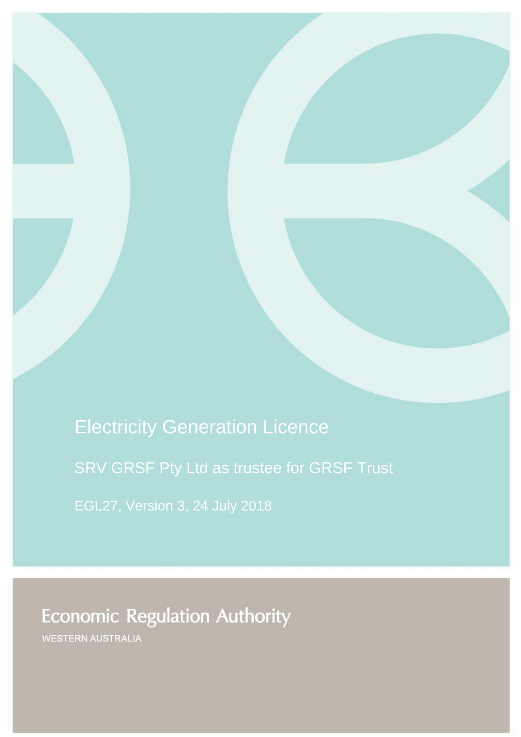# Electricity Generation Licence

## SRV GRSF Pty Ltd as trustee for GRSF Trust

EGL27, Version 3, 24 July 2018

Economic Regulation Authority

WESTERN AUSTRALIA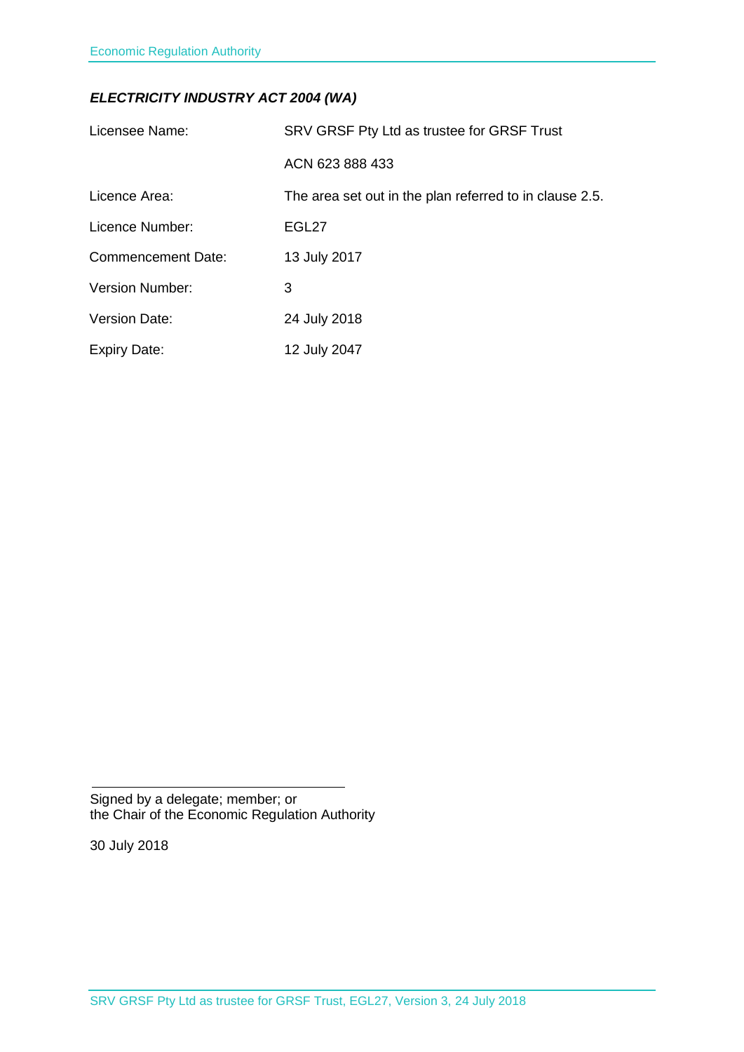***ELECTRICITY INDUSTRY ACT 2004 (WA)***

| | |
|---|---|
| Licensee Name: | SRV GRSF Pty Ltd as trustee for GRSF Trust |
| | ACN 623 888 433 |
| Licence Area: | The area set out in the plan referred to in clause 2.5. |
| Licence Number: | EGL27 |
| Commencement Date: | 13 July 2017 |
| Version Number: | 3 |
| Version Date: | 24 July 2018 |
| Expiry Date: | 12 July 2047 |

Signed by a delegate; member; or
the Chair of the Economic Regulation Authority

30 July 2018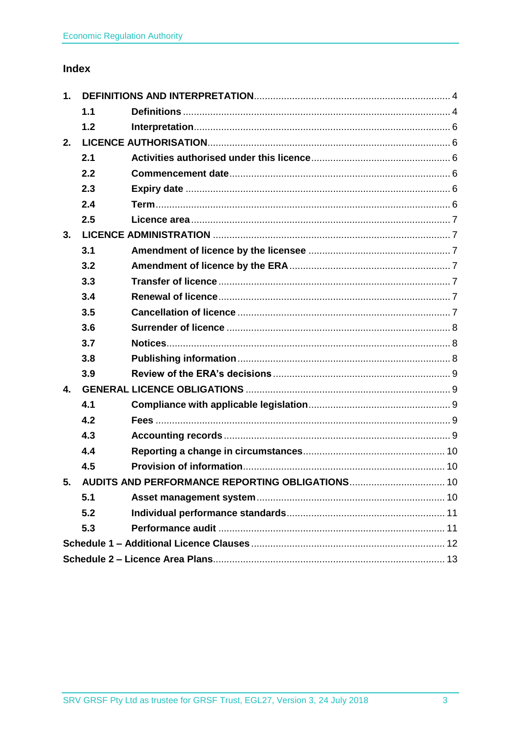## Index

| | | |
|---|---|---|
| **1.** | **DEFINITIONS AND INTERPRETATION** | 4 |
| **1.1** | **Definitions** | 4 |
| **1.2** | **Interpretation** | 6 |
| **2.** | **LICENCE AUTHORISATION** | 6 |
| **2.1** | **Activities authorised under this licence** | 6 |
| **2.2** | **Commencement date** | 6 |
| **2.3** | **Expiry date** | 6 |
| **2.4** | **Term** | 6 |
| **2.5** | **Licence area** | 7 |
| **3.** | **LICENCE ADMINISTRATION** | 7 |
| **3.1** | **Amendment of licence by the licensee** | 7 |
| **3.2** | **Amendment of licence by the ERA** | 7 |
| **3.3** | **Transfer of licence** | 7 |
| **3.4** | **Renewal of licence** | 7 |
| **3.5** | **Cancellation of licence** | 7 |
| **3.6** | **Surrender of licence** | 8 |
| **3.7** | **Notices** | 8 |
| **3.8** | **Publishing information** | 8 |
| **3.9** | **Review of the ERA's decisions** | 9 |
| **4.** | **GENERAL LICENCE OBLIGATIONS** | 9 |
| **4.1** | **Compliance with applicable legislation** | 9 |
| **4.2** | **Fees** | 9 |
| **4.3** | **Accounting records** | 9 |
| **4.4** | **Reporting a change in circumstances** | 10 |
| **4.5** | **Provision of information** | 10 |
| **5.** | **AUDITS AND PERFORMANCE REPORTING OBLIGATIONS** | 10 |
| **5.1** | **Asset management system** | 10 |
| **5.2** | **Individual performance standards** | 11 |
| **5.3** | **Performance audit** | 11 |
| | **Schedule 1 – Additional Licence Clauses** | 12 |
| | **Schedule 2 – Licence Area Plans** | 13 |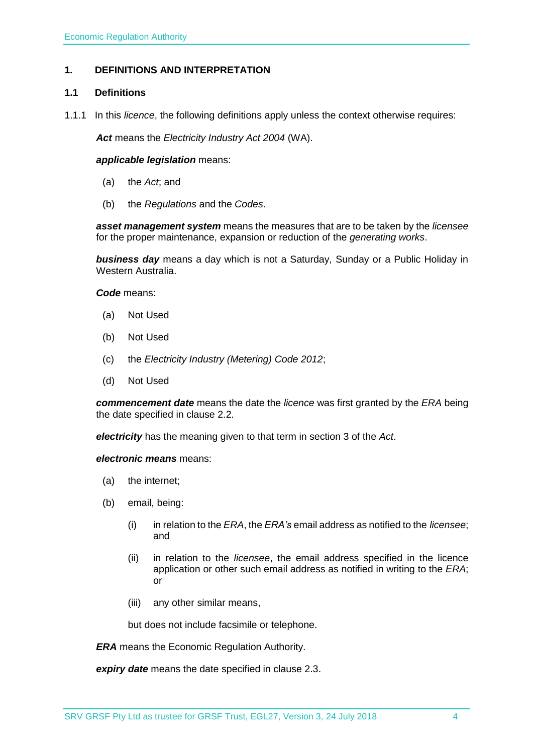# 1. DEFINITIONS AND INTERPRETATION

## 1.1 Definitions

1.1.1 In this *licence*, the following definitions apply unless the context otherwise requires:

***Act*** means the *Electricity Industry Act 2004* (WA).

***applicable legislation*** means:

(a) the *Act*; and

(b) the *Regulations* and the *Codes*.

***asset management system*** means the measures that are to be taken by the *licensee* for the proper maintenance, expansion or reduction of the *generating works*.

***business day*** means a day which is not a Saturday, Sunday or a Public Holiday in Western Australia.

***Code*** means:

(a) Not Used

(b) Not Used

(c) the *Electricity Industry (Metering) Code 2012*;

(d) Not Used

***commencement date*** means the date the *licence* was first granted by the *ERA* being the date specified in clause 2.2.

***electricity*** has the meaning given to that term in section 3 of the *Act*.

***electronic means*** means:

(a) the internet;

(b) email, being:

(i) in relation to the *ERA*, the *ERA's* email address as notified to the *licensee*; and

(ii) in relation to the *licensee*, the email address specified in the licence application or other such email address as notified in writing to the *ERA*; or

(iii) any other similar means,

but does not include facsimile or telephone.

***ERA*** means the Economic Regulation Authority.

***expiry date*** means the date specified in clause 2.3.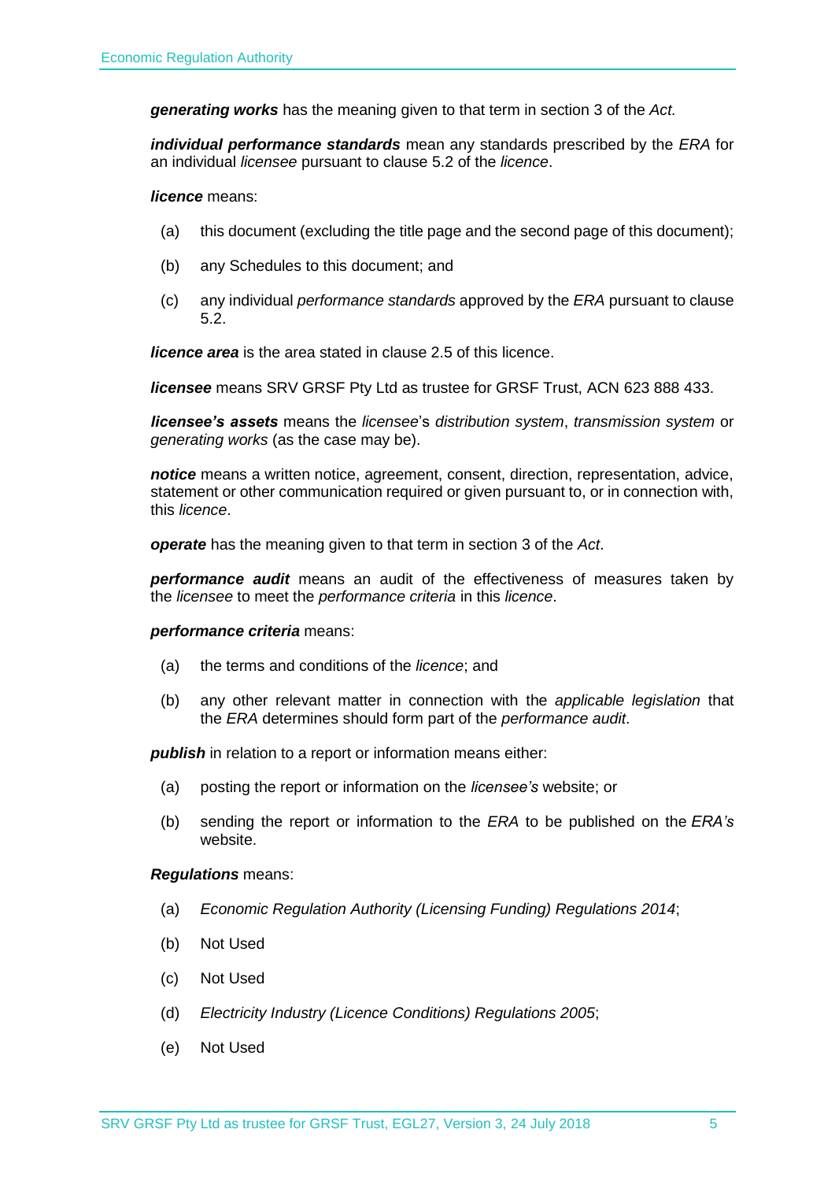***generating works*** has the meaning given to that term in section 3 of the *Act.*

***individual performance standards*** mean any standards prescribed by the *ERA* for an individual *licensee* pursuant to clause 5.2 of the *licence*.

***licence*** means:

(a) this document (excluding the title page and the second page of this document);

(b) any Schedules to this document; and

(c) any individual *performance standards* approved by the *ERA* pursuant to clause 5.2.

***licence area*** is the area stated in clause 2.5 of this licence.

***licensee*** means SRV GRSF Pty Ltd as trustee for GRSF Trust, ACN 623 888 433.

***licensee's assets*** means the *licensee*'s *distribution system*, *transmission system* or *generating works* (as the case may be).

***notice*** means a written notice, agreement, consent, direction, representation, advice, statement or other communication required or given pursuant to, or in connection with, this *licence*.

***operate*** has the meaning given to that term in section 3 of the *Act*.

***performance audit*** means an audit of the effectiveness of measures taken by the *licensee* to meet the *performance criteria* in this *licence*.

***performance criteria*** means:

(a) the terms and conditions of the *licence*; and

(b) any other relevant matter in connection with the *applicable legislation* that the *ERA* determines should form part of the *performance audit*.

***publish*** in relation to a report or information means either:

(a) posting the report or information on the *licensee's* website; or

(b) sending the report or information to the *ERA* to be published on the *ERA's* website.

***Regulations*** means:

(a) *Economic Regulation Authority (Licensing Funding) Regulations 2014*;

(b) Not Used

(c) Not Used

(d) *Electricity Industry (Licence Conditions) Regulations 2005*;

(e) Not Used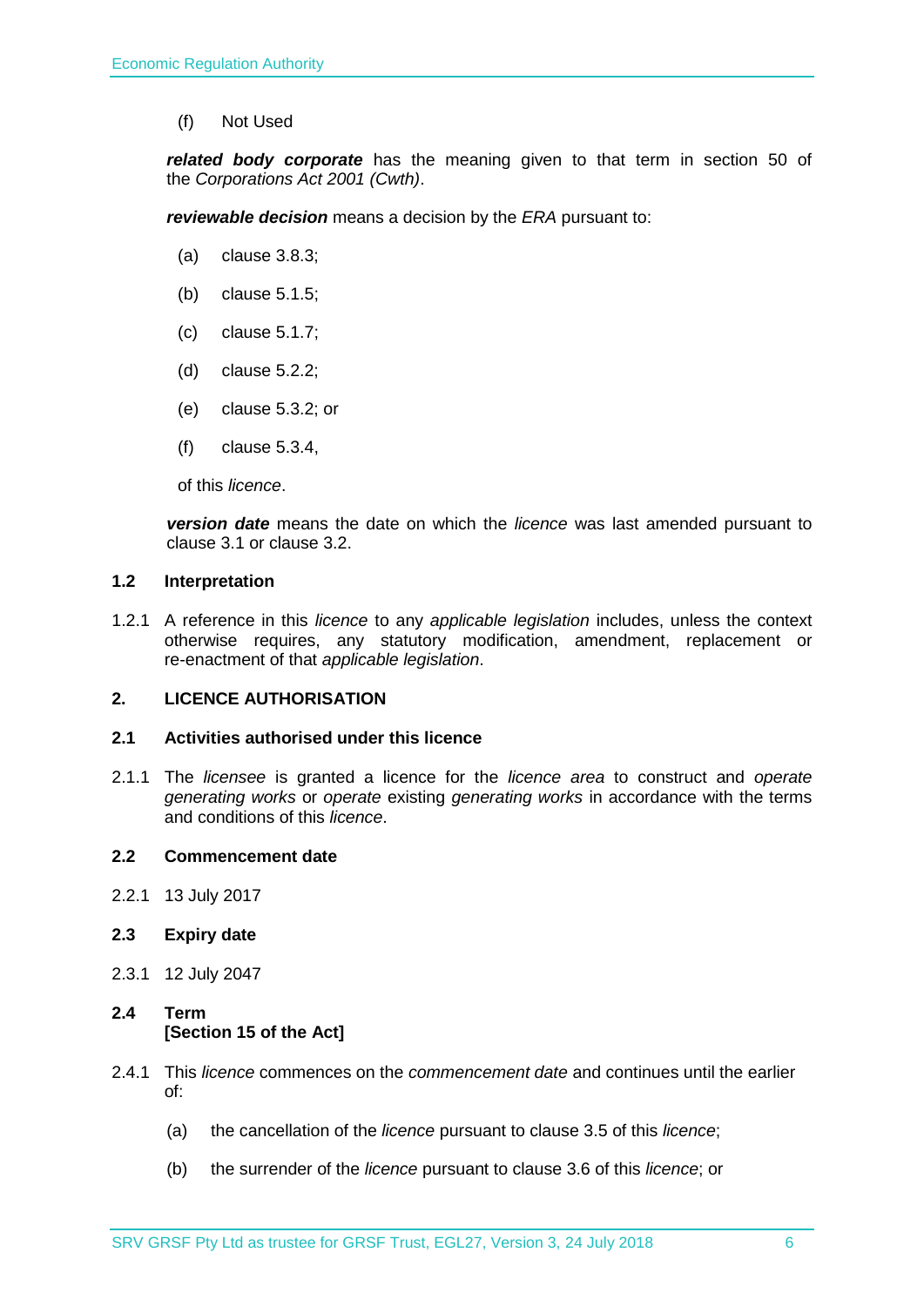(f) Not Used

***related body corporate*** has the meaning given to that term in section 50 of the *Corporations Act 2001 (Cwth)*.

***reviewable decision*** means a decision by the *ERA* pursuant to:

(a) clause 3.8.3;

(b) clause 5.1.5;

(c) clause 5.1.7;

(d) clause 5.2.2;

(e) clause 5.3.2; or

(f) clause 5.3.4,

of this *licence*.

***version date*** means the date on which the *licence* was last amended pursuant to clause 3.1 or clause 3.2.

### 1.2 Interpretation

1.2.1 A reference in this *licence* to any *applicable legislation* includes, unless the context otherwise requires, any statutory modification, amendment, replacement or re-enactment of that *applicable legislation*.

## 2. LICENCE AUTHORISATION

### 2.1 Activities authorised under this licence

2.1.1 The *licensee* is granted a licence for the *licence area* to construct and *operate generating works* or *operate* existing *generating works* in accordance with the terms and conditions of this *licence*.

### 2.2 Commencement date

2.2.1 13 July 2017

### 2.3 Expiry date

2.3.1 12 July 2047

### 2.4 Term [Section 15 of the Act]

2.4.1 This *licence* commences on the *commencement date* and continues until the earlier of:

(a) the cancellation of the *licence* pursuant to clause 3.5 of this *licence*;

(b) the surrender of the *licence* pursuant to clause 3.6 of this *licence*; or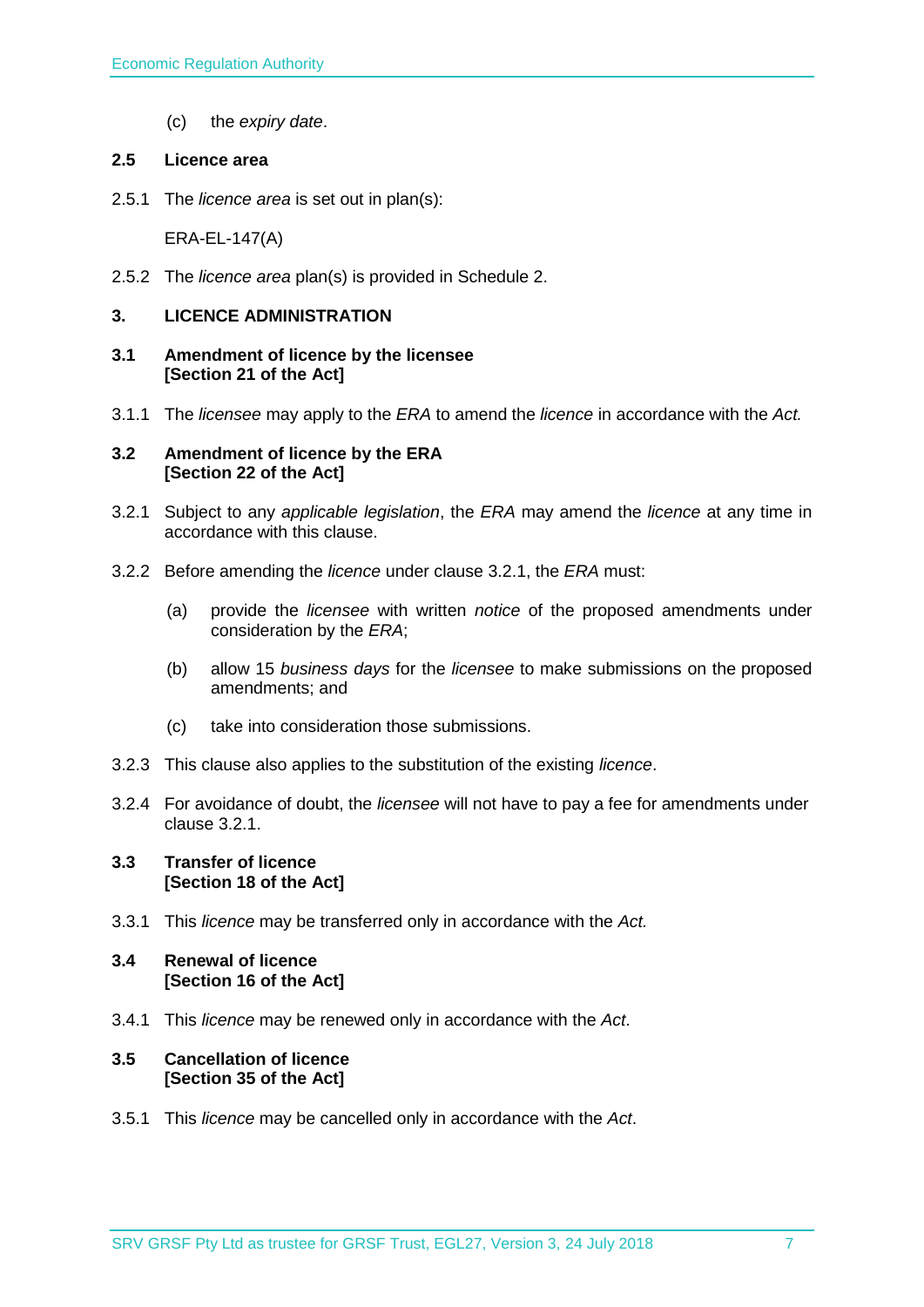(c) the *expiry date*.

### 2.5 Licence area

2.5.1 The *licence area* is set out in plan(s):

ERA-EL-147(A)

2.5.2 The *licence area* plan(s) is provided in Schedule 2.

## 3. LICENCE ADMINISTRATION

### 3.1 Amendment of licence by the licensee [Section 21 of the Act]

3.1.1 The *licensee* may apply to the *ERA* to amend the *licence* in accordance with the *Act.*

### 3.2 Amendment of licence by the ERA [Section 22 of the Act]

3.2.1 Subject to any *applicable legislation*, the *ERA* may amend the *licence* at any time in accordance with this clause.

3.2.2 Before amending the *licence* under clause 3.2.1, the *ERA* must:

(a) provide the *licensee* with written *notice* of the proposed amendments under consideration by the *ERA*;

(b) allow 15 *business days* for the *licensee* to make submissions on the proposed amendments; and

(c) take into consideration those submissions.

3.2.3 This clause also applies to the substitution of the existing *licence*.

3.2.4 For avoidance of doubt, the *licensee* will not have to pay a fee for amendments under clause 3.2.1.

### 3.3 Transfer of licence [Section 18 of the Act]

3.3.1 This *licence* may be transferred only in accordance with the *Act.*

### 3.4 Renewal of licence [Section 16 of the Act]

3.4.1 This *licence* may be renewed only in accordance with the *Act*.

### 3.5 Cancellation of licence [Section 35 of the Act]

3.5.1 This *licence* may be cancelled only in accordance with the *Act*.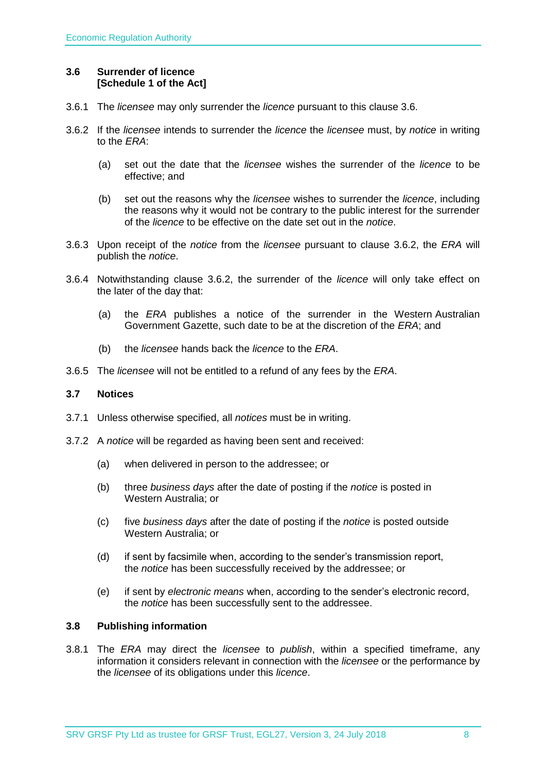### 3.6 Surrender of licence
**[Schedule 1 of the Act]**

3.6.1 The *licensee* may only surrender the *licence* pursuant to this clause 3.6.

3.6.2 If the *licensee* intends to surrender the *licence* the *licensee* must, by *notice* in writing to the *ERA*:

(a) set out the date that the *licensee* wishes the surrender of the *licence* to be effective; and

(b) set out the reasons why the *licensee* wishes to surrender the *licence*, including the reasons why it would not be contrary to the public interest for the surrender of the *licence* to be effective on the date set out in the *notice*.

3.6.3 Upon receipt of the *notice* from the *licensee* pursuant to clause 3.6.2, the *ERA* will publish the *notice*.

3.6.4 Notwithstanding clause 3.6.2, the surrender of the *licence* will only take effect on the later of the day that:

(a) the *ERA* publishes a notice of the surrender in the Western Australian Government Gazette, such date to be at the discretion of the *ERA*; and

(b) the *licensee* hands back the *licence* to the *ERA*.

3.6.5 The *licensee* will not be entitled to a refund of any fees by the *ERA*.

### 3.7 Notices

3.7.1 Unless otherwise specified, all *notices* must be in writing.

3.7.2 A *notice* will be regarded as having been sent and received:

(a) when delivered in person to the addressee; or

(b) three *business days* after the date of posting if the *notice* is posted in Western Australia; or

(c) five *business days* after the date of posting if the *notice* is posted outside Western Australia; or

(d) if sent by facsimile when, according to the sender's transmission report, the *notice* has been successfully received by the addressee; or

(e) if sent by *electronic means* when, according to the sender's electronic record, the *notice* has been successfully sent to the addressee.

### 3.8 Publishing information

3.8.1 The *ERA* may direct the *licensee* to *publish*, within a specified timeframe, any information it considers relevant in connection with the *licensee* or the performance by the *licensee* of its obligations under this *licence*.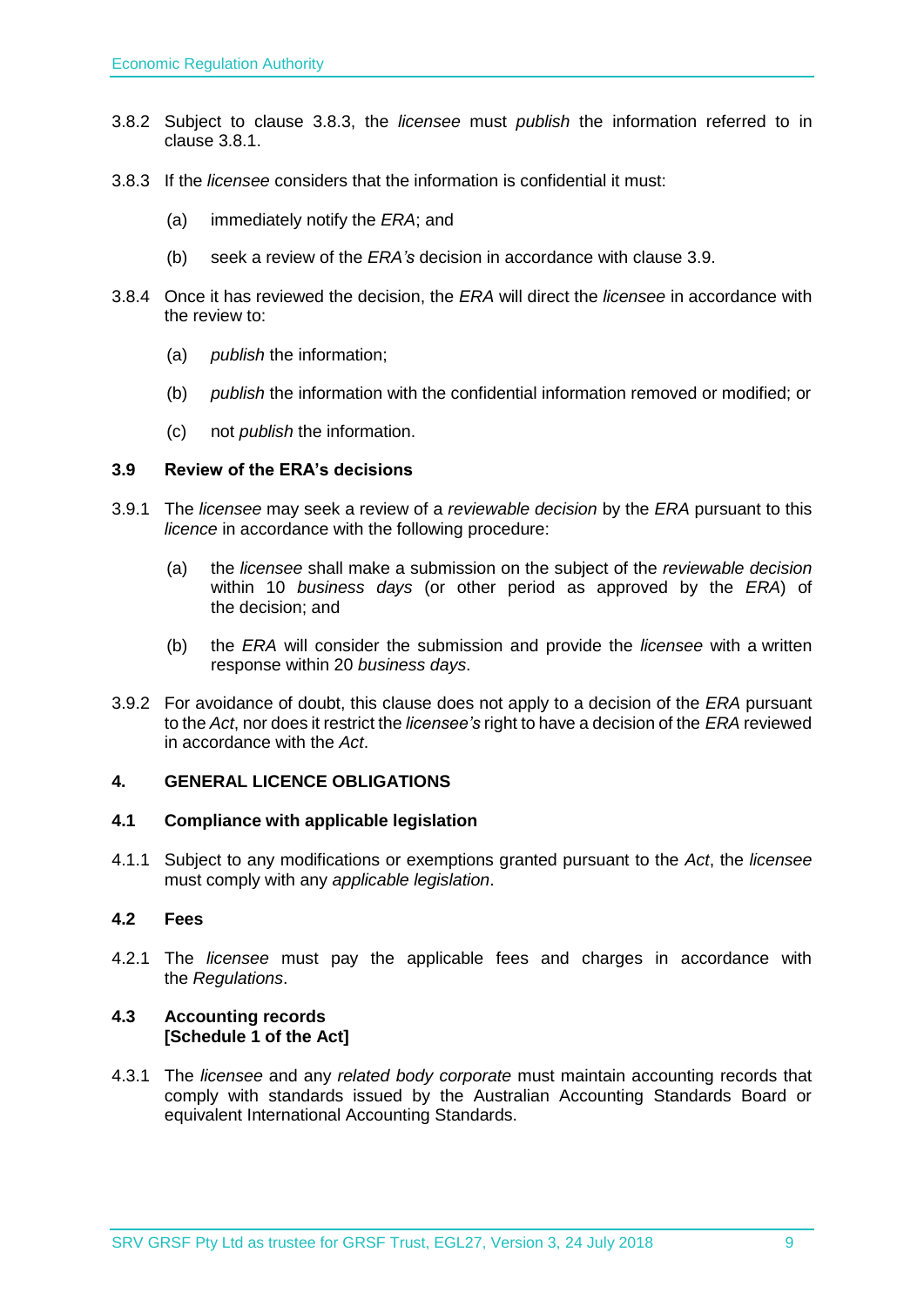3.8.2 Subject to clause 3.8.3, the *licensee* must *publish* the information referred to in clause 3.8.1.

3.8.3 If the *licensee* considers that the information is confidential it must:

(a) immediately notify the *ERA*; and

(b) seek a review of the *ERA's* decision in accordance with clause 3.9.

3.8.4 Once it has reviewed the decision, the *ERA* will direct the *licensee* in accordance with the review to:

(a) *publish* the information;

(b) *publish* the information with the confidential information removed or modified; or

(c) not *publish* the information.

### 3.9 Review of the ERA's decisions

3.9.1 The *licensee* may seek a review of a *reviewable decision* by the *ERA* pursuant to this *licence* in accordance with the following procedure:

(a) the *licensee* shall make a submission on the subject of the *reviewable decision* within 10 *business days* (or other period as approved by the *ERA*) of the decision; and

(b) the *ERA* will consider the submission and provide the *licensee* with a written response within 20 *business days*.

3.9.2 For avoidance of doubt, this clause does not apply to a decision of the *ERA* pursuant to the *Act*, nor does it restrict the *licensee's* right to have a decision of the *ERA* reviewed in accordance with the *Act*.

## 4. GENERAL LICENCE OBLIGATIONS

### 4.1 Compliance with applicable legislation

4.1.1 Subject to any modifications or exemptions granted pursuant to the *Act*, the *licensee* must comply with any *applicable legislation*.

### 4.2 Fees

4.2.1 The *licensee* must pay the applicable fees and charges in accordance with the *Regulations*.

### 4.3 Accounting records [Schedule 1 of the Act]

4.3.1 The *licensee* and any *related body corporate* must maintain accounting records that comply with standards issued by the Australian Accounting Standards Board or equivalent International Accounting Standards.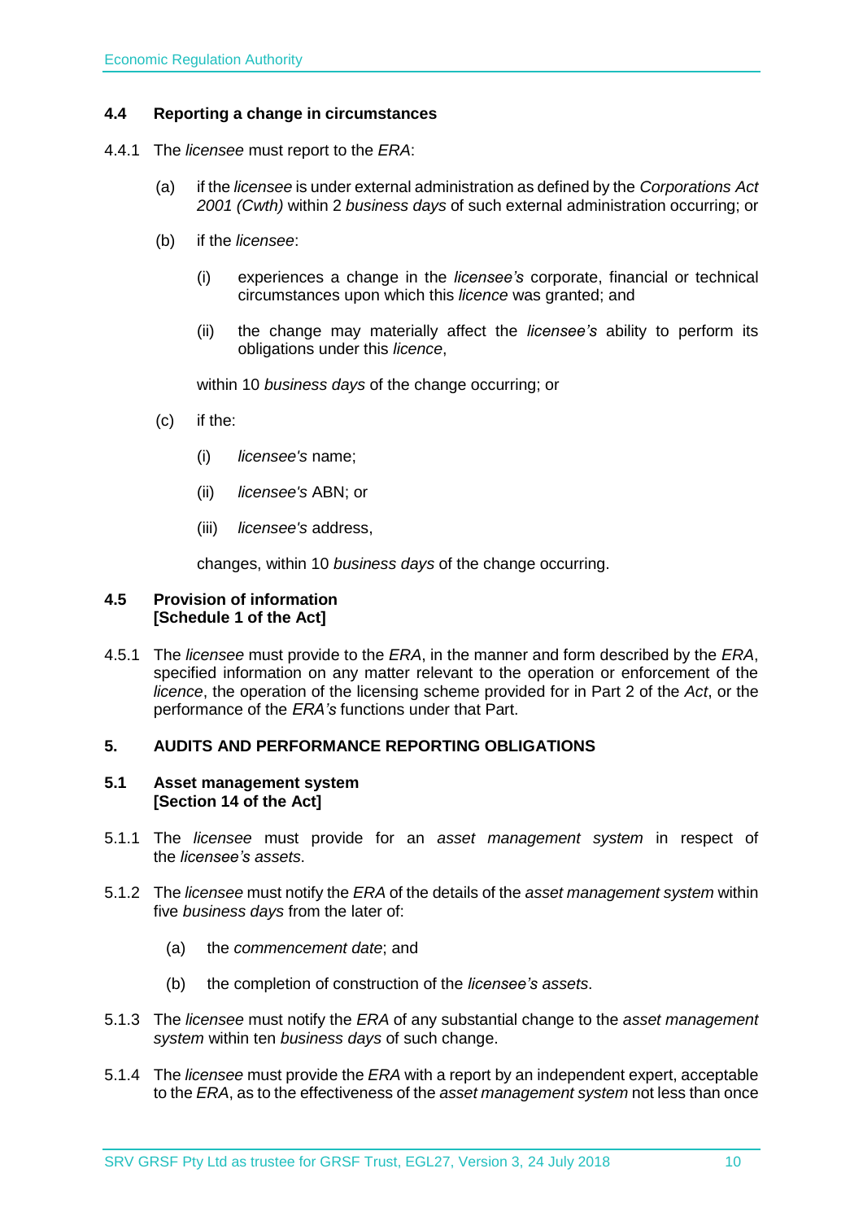### 4.4 Reporting a change in circumstances

4.4.1 The *licensee* must report to the *ERA*:

(a) if the *licensee* is under external administration as defined by the *Corporations Act 2001 (Cwth)* within 2 *business days* of such external administration occurring; or

(b) if the *licensee*:

(i) experiences a change in the *licensee's* corporate, financial or technical circumstances upon which this *licence* was granted; and

(ii) the change may materially affect the *licensee's* ability to perform its obligations under this *licence*,

within 10 *business days* of the change occurring; or

(c) if the:

(i) *licensee's* name;

(ii) *licensee's* ABN; or

(iii) *licensee's* address,

changes, within 10 *business days* of the change occurring.

### 4.5 Provision of information [Schedule 1 of the Act]

4.5.1 The *licensee* must provide to the *ERA*, in the manner and form described by the *ERA*, specified information on any matter relevant to the operation or enforcement of the *licence*, the operation of the licensing scheme provided for in Part 2 of the *Act*, or the performance of the *ERA's* functions under that Part.

## 5. AUDITS AND PERFORMANCE REPORTING OBLIGATIONS

### 5.1 Asset management system [Section 14 of the Act]

5.1.1 The *licensee* must provide for an *asset management system* in respect of the *licensee's assets*.

5.1.2 The *licensee* must notify the *ERA* of the details of the *asset management system* within five *business days* from the later of:

(a) the *commencement date*; and

(b) the completion of construction of the *licensee's assets*.

5.1.3 The *licensee* must notify the *ERA* of any substantial change to the *asset management system* within ten *business days* of such change.

5.1.4 The *licensee* must provide the *ERA* with a report by an independent expert, acceptable to the *ERA*, as to the effectiveness of the *asset management system* not less than once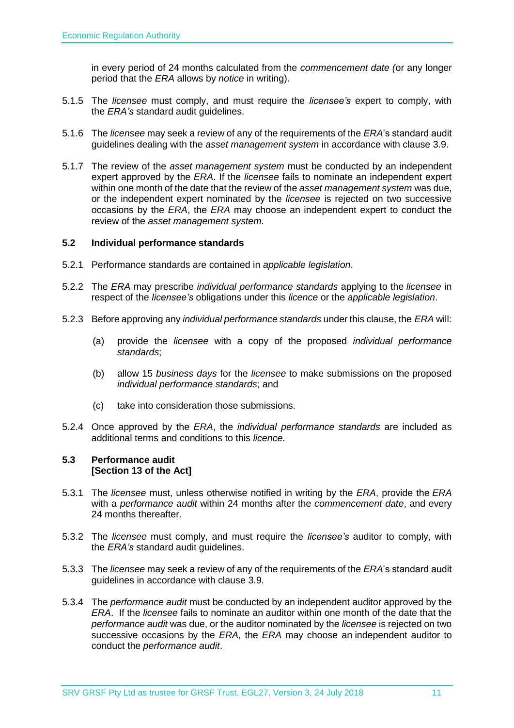in every period of 24 months calculated from the *commencement date (*or any longer period that the *ERA* allows by *notice* in writing).

5.1.5 The *licensee* must comply, and must require the *licensee's* expert to comply, with the *ERA's* standard audit guidelines.

5.1.6 The *licensee* may seek a review of any of the requirements of the *ERA*'s standard audit guidelines dealing with the *asset management system* in accordance with clause 3.9.

5.1.7 The review of the *asset management system* must be conducted by an independent expert approved by the *ERA*. If the *licensee* fails to nominate an independent expert within one month of the date that the review of the *asset management system* was due, or the independent expert nominated by the *licensee* is rejected on two successive occasions by the *ERA*, the *ERA* may choose an independent expert to conduct the review of the *asset management system*.

### 5.2 Individual performance standards

5.2.1 Performance standards are contained in *applicable legislation*.

5.2.2 The *ERA* may prescribe *individual performance standards* applying to the *licensee* in respect of the *licensee's* obligations under this *licence* or the *applicable legislation*.

5.2.3 Before approving any *individual performance standards* under this clause, the *ERA* will:

(a) provide the *licensee* with a copy of the proposed *individual performance standards*;

(b) allow 15 *business days* for the *licensee* to make submissions on the proposed *individual performance standards*; and

(c) take into consideration those submissions.

5.2.4 Once approved by the *ERA*, the *individual performance standards* are included as additional terms and conditions to this *licence*.

### 5.3 Performance audit [Section 13 of the Act]

5.3.1 The *licensee* must, unless otherwise notified in writing by the *ERA*, provide the *ERA* with a *performance audit* within 24 months after the *commencement date*, and every 24 months thereafter.

5.3.2 The *licensee* must comply, and must require the *licensee's* auditor to comply, with the *ERA's* standard audit guidelines.

5.3.3 The *licensee* may seek a review of any of the requirements of the *ERA*'s standard audit guidelines in accordance with clause 3.9.

5.3.4 The *performance audit* must be conducted by an independent auditor approved by the *ERA*. If the *licensee* fails to nominate an auditor within one month of the date that the *performance audit* was due, or the auditor nominated by the *licensee* is rejected on two successive occasions by the *ERA*, the *ERA* may choose an independent auditor to conduct the *performance audit*.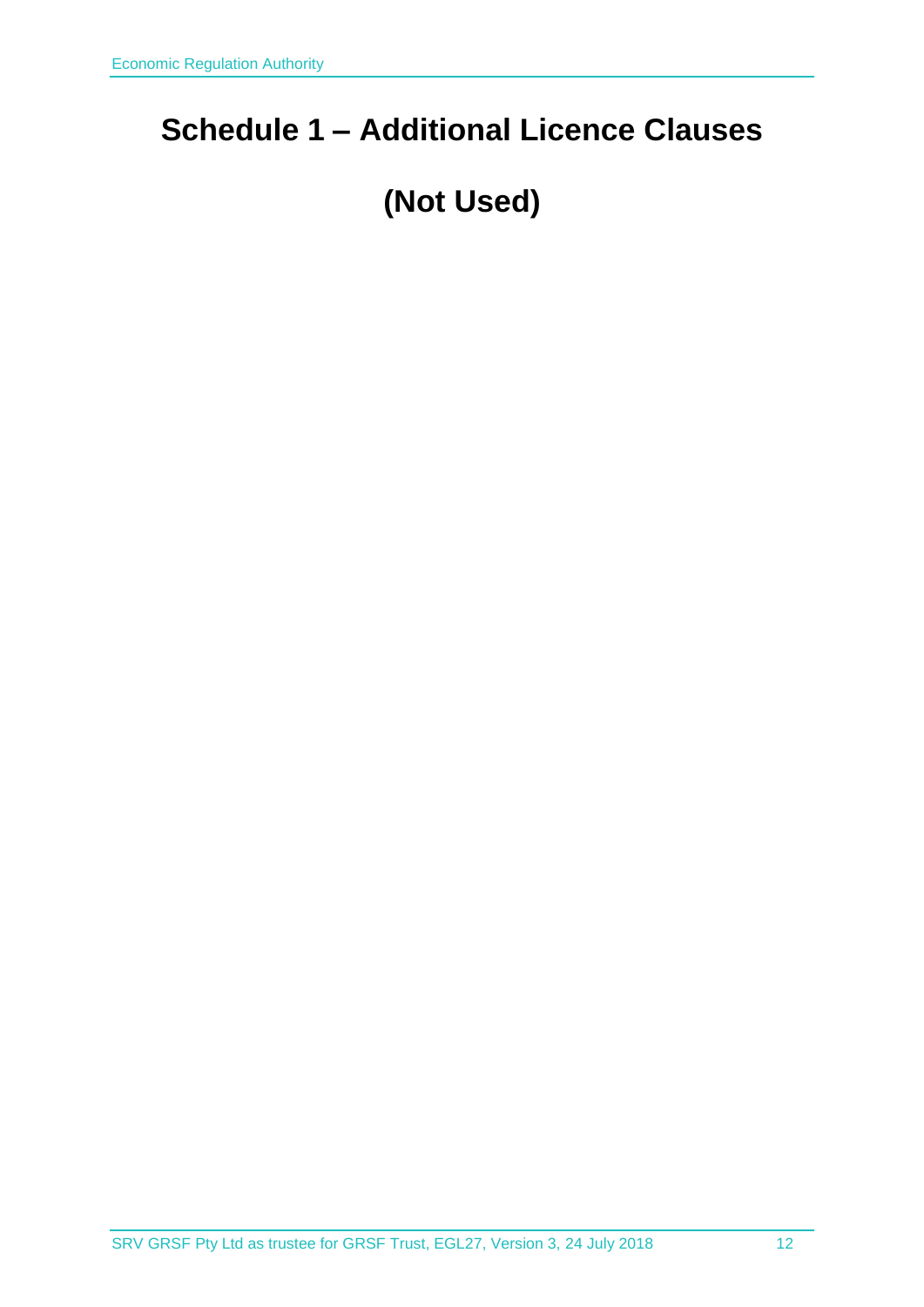# Schedule 1 – Additional Licence Clauses

# (Not Used)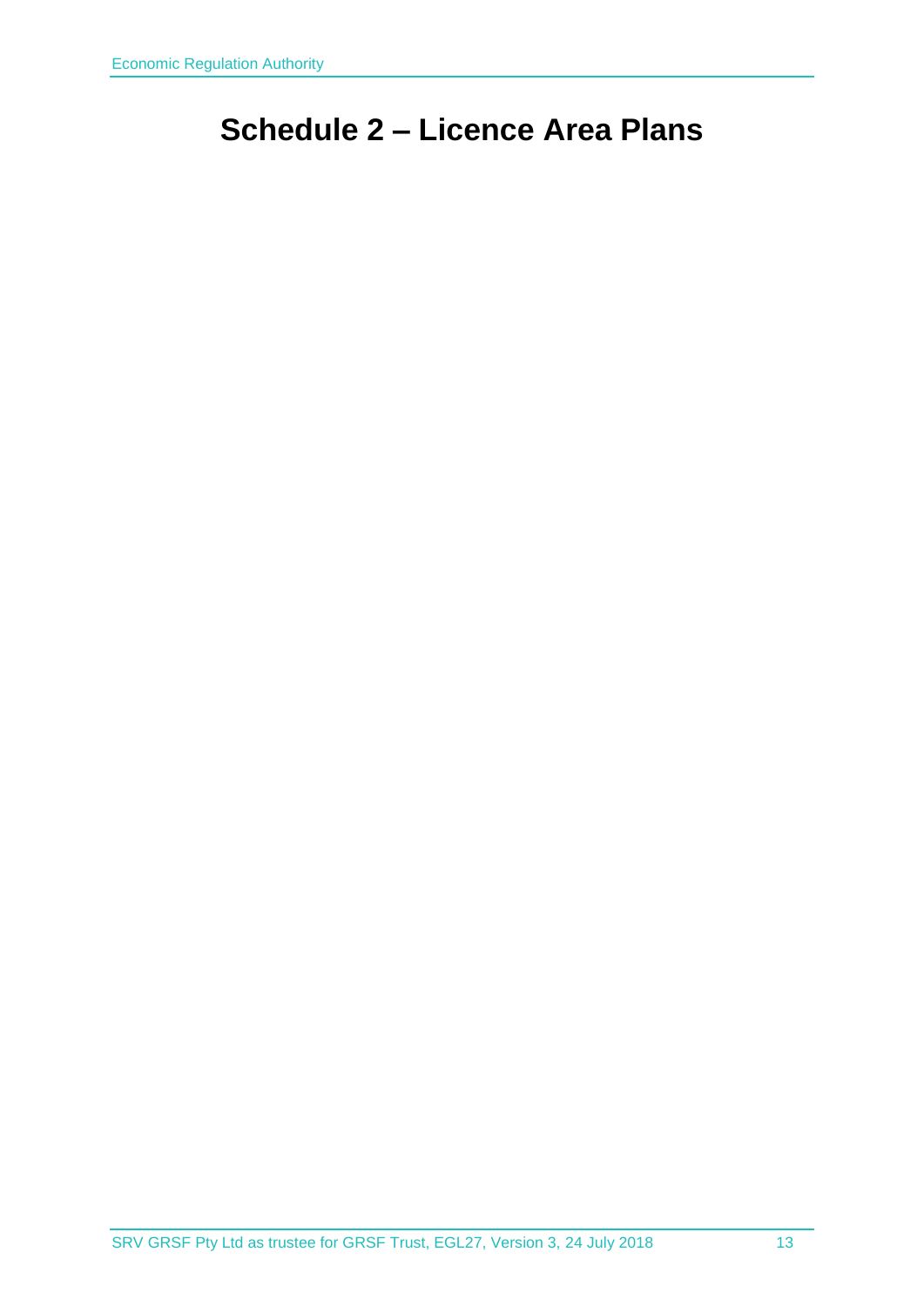# Schedule 2 – Licence Area Plans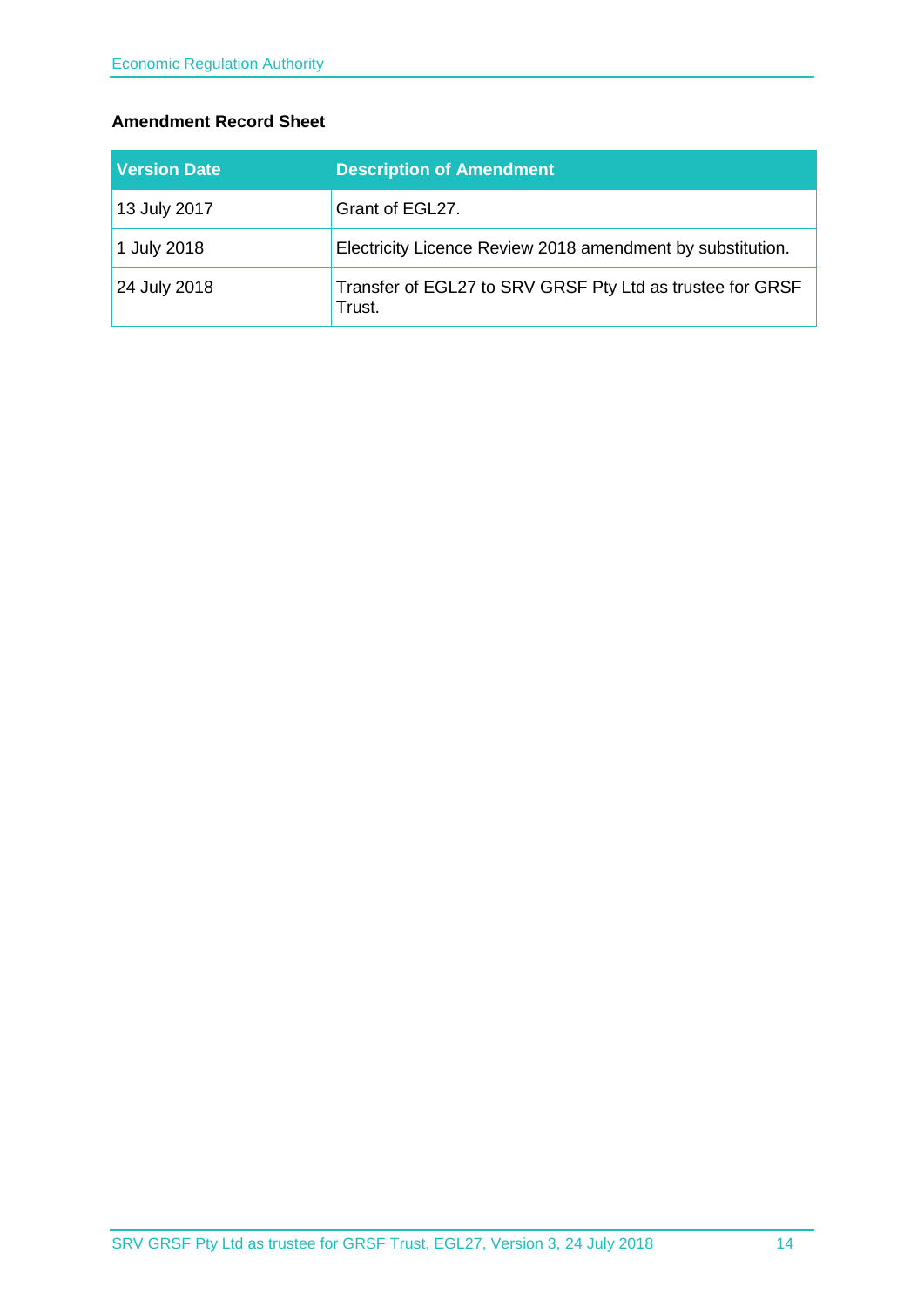**Amendment Record Sheet**

| Version Date | Description of Amendment |
| --- | --- |
| 13 July 2017 | Grant of EGL27. |
| 1 July 2018 | Electricity Licence Review 2018 amendment by substitution. |
| 24 July 2018 | Transfer of EGL27 to SRV GRSF Pty Ltd as trustee for GRSF Trust. |